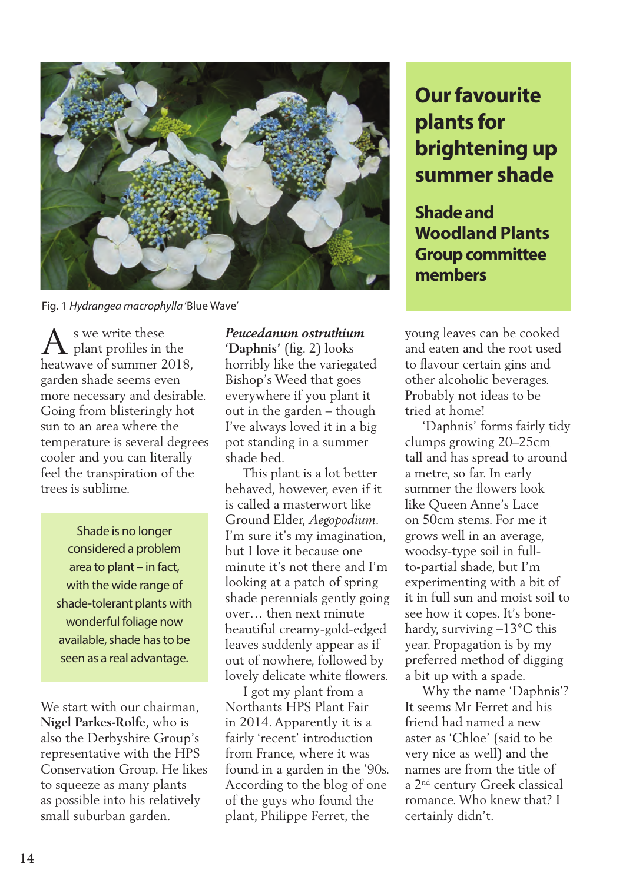# Our favourite plants for brightening up summer shade

## Shade and Woodland Plants Group committee members

Fig. 1 *Hydrangea macrophylla* 'Blue Wave'

As we write these plant profiles in the heatwave of summer 2018, garden shade seems even more necessary and desirable. Going from blisteringly hot sun to an area where the temperature is several degrees cooler and you can literally feel the transpiration of the trees is sublime.

> Shade is no longer considered a problem area to plant – in fact, with the wide range of shade-tolerant plants with wonderful foliage now available, shade has to be seen as a real advantage.

We start with our chairman, **Nigel Parkes-Rolfe**, who is also the Derbyshire Group's representative with the HPS Conservation Group. He likes to squeeze as many plants as possible into his relatively small suburban garden.

***Peucedanum ostruthium* 'Daphnis'** (fig. 2) looks horribly like the variegated Bishop's Weed that goes everywhere if you plant it out in the garden – though I've always loved it in a big pot standing in a summer shade bed.

This plant is a lot better behaved, however, even if it is called a masterwort like Ground Elder, *Aegopodium*. I'm sure it's my imagination, but I love it because one minute it's not there and I'm looking at a patch of spring shade perennials gently going over… then next minute beautiful creamy-gold-edged leaves suddenly appear as if out of nowhere, followed by lovely delicate white flowers.

I got my plant from a Northants HPS Plant Fair in 2014. Apparently it is a fairly 'recent' introduction from France, where it was found in a garden in the '90s. According to the blog of one of the guys who found the plant, Philippe Ferret, the young leaves can be cooked and eaten and the root used to flavour certain gins and other alcoholic beverages. Probably not ideas to be tried at home!

'Daphnis' forms fairly tidy clumps growing 20–25cm tall and has spread to around a metre, so far. In early summer the flowers look like Queen Anne's Lace on 50cm stems. For me it grows well in an average, woodsy-type soil in full-to-partial shade, but I'm experimenting with a bit of it in full sun and moist soil to see how it copes. It's bone-hardy, surviving –13°C this year. Propagation is by my preferred method of digging a bit up with a spade.

Why the name 'Daphnis'? It seems Mr Ferret and his friend had named a new aster as 'Chloe' (said to be very nice as well) and the names are from the title of a 2nd century Greek classical romance. Who knew that? I certainly didn't.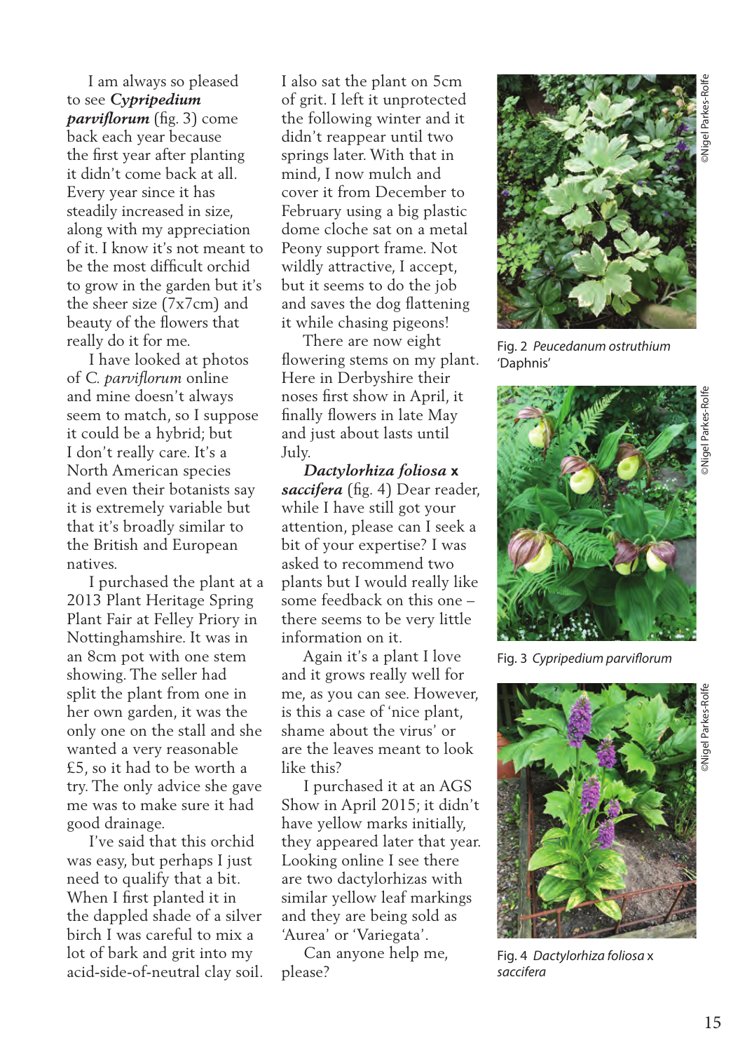I am always so pleased to see ***Cypripedium parviflorum*** (fig. 3) come back each year because the first year after planting it didn't come back at all. Every year since it has steadily increased in size, along with my appreciation of it. I know it's not meant to be the most difficult orchid to grow in the garden but it's the sheer size (7x7cm) and beauty of the flowers that really do it for me.

I have looked at photos of *C. parviflorum* online and mine doesn't always seem to match, so I suppose it could be a hybrid; but I don't really care. It's a North American species and even their botanists say it is extremely variable but that it's broadly similar to the British and European natives.

I purchased the plant at a 2013 Plant Heritage Spring Plant Fair at Felley Priory in Nottinghamshire. It was in an 8cm pot with one stem showing. The seller had split the plant from one in her own garden, it was the only one on the stall and she wanted a very reasonable £5, so it had to be worth a try. The only advice she gave me was to make sure it had good drainage.

I've said that this orchid was easy, but perhaps I just need to qualify that a bit. When I first planted it in the dappled shade of a silver birch I was careful to mix a lot of bark and grit into my acid-side-of-neutral clay soil. I also sat the plant on 5cm of grit. I left it unprotected the following winter and it didn't reappear until two springs later. With that in mind, I now mulch and cover it from December to February using a big plastic dome cloche sat on a metal Peony support frame. Not wildly attractive, I accept, but it seems to do the job and saves the dog flattening it while chasing pigeons!

There are now eight flowering stems on my plant. Here in Derbyshire their noses first show in April, it finally flowers in late May and just about lasts until July.

***Dactylorhiza foliosa* x *saccifera*** (fig. 4) Dear reader, while I have still got your attention, please can I seek a bit of your expertise? I was asked to recommend two plants but I would really like some feedback on this one – there seems to be very little information on it.

Again it's a plant I love and it grows really well for me, as you can see. However, is this a case of 'nice plant, shame about the virus' or are the leaves meant to look like this?

I purchased it at an AGS Show in April 2015; it didn't have yellow marks initially, they appeared later that year. Looking online I see there are two dactylorhizas with similar yellow leaf markings and they are being sold as 'Aurea' or 'Variegata'.

Can anyone help me, please?

©Nigel Parkes-Rolfe

Fig. 2 *Peucedanum ostruthium* 'Daphnis'

©Nigel Parkes-Rolfe

Fig. 3 *Cypripedium parviflorum*

©Nigel Parkes-Rolfe

Fig. 4 *Dactylorhiza foliosa* x *saccifera*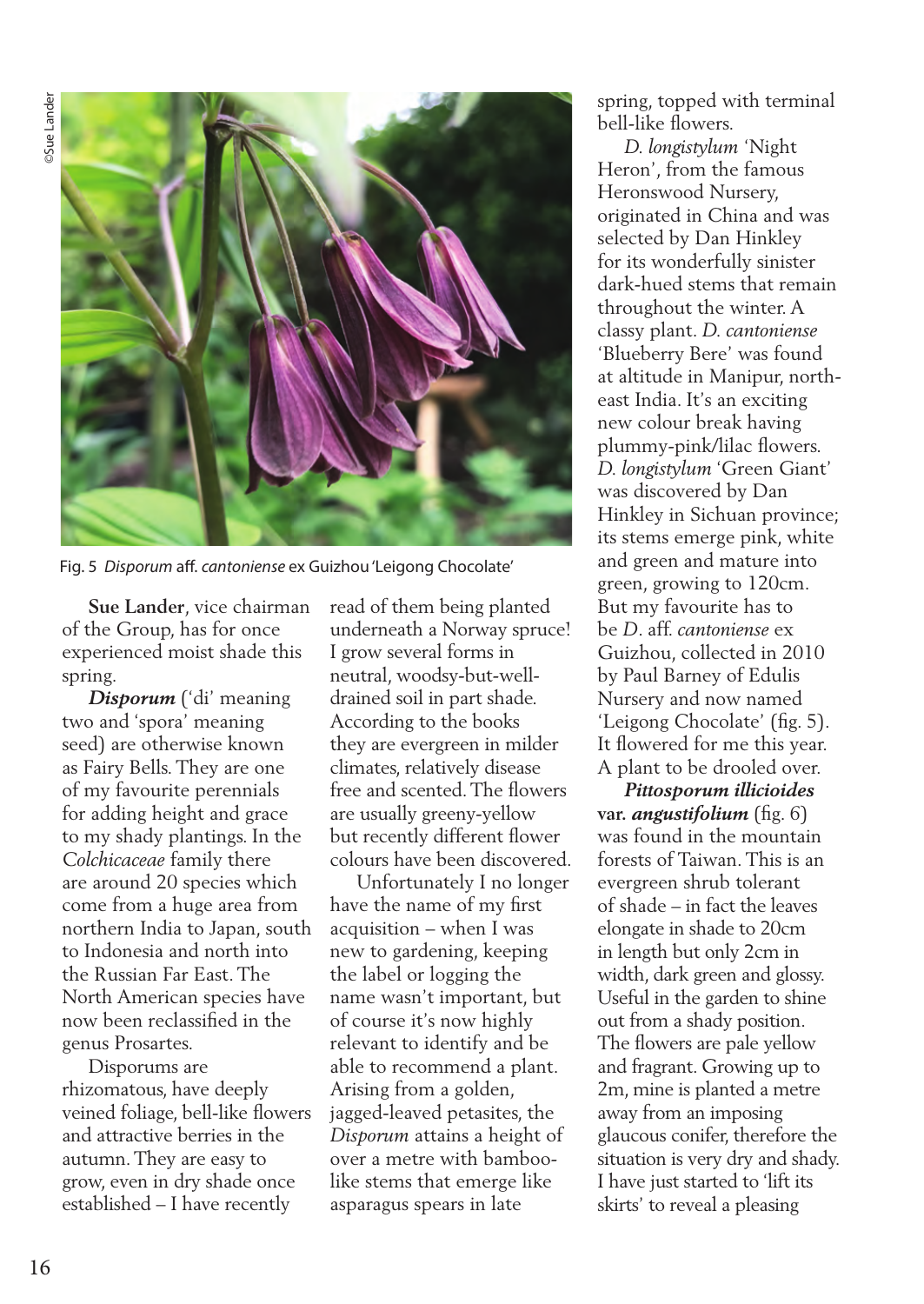Fig. 5 *Disporum* aff. *cantoniense* ex Guizhou 'Leigong Chocolate'

**Sue Lander**, vice chairman of the Group, has for once experienced moist shade this spring.

***Disporum*** ('di' meaning two and 'spora' meaning seed) are otherwise known as Fairy Bells. They are one of my favourite perennials for adding height and grace to my shady plantings. In the *Colchicaceae* family there are around 20 species which come from a huge area from northern India to Japan, south to Indonesia and north into the Russian Far East. The North American species have now been reclassified in the genus Prosartes.

Disporums are rhizomatous, have deeply veined foliage, bell-like flowers and attractive berries in the autumn. They are easy to grow, even in dry shade once established – I have recently read of them being planted underneath a Norway spruce! I grow several forms in neutral, woodsy-but-well-drained soil in part shade. According to the books they are evergreen in milder climates, relatively disease free and scented. The flowers are usually greeny-yellow but recently different flower colours have been discovered.

Unfortunately I no longer have the name of my first acquisition – when I was new to gardening, keeping the label or logging the name wasn't important, but of course it's now highly relevant to identify and be able to recommend a plant. Arising from a golden, jagged-leaved petasites, the *Disporum* attains a height of over a metre with bamboo-like stems that emerge like asparagus spears in late spring, topped with terminal bell-like flowers.

*D. longistylum* 'Night Heron', from the famous Heronswood Nursery, originated in China and was selected by Dan Hinkley for its wonderfully sinister dark-hued stems that remain throughout the winter. A classy plant. *D. cantoniense* 'Blueberry Bere' was found at altitude in Manipur, north-east India. It's an exciting new colour break having plummy-pink/lilac flowers. *D. longistylum* 'Green Giant' was discovered by Dan Hinkley in Sichuan province; its stems emerge pink, white and green and mature into green, growing to 120cm. But my favourite has to be *D*. aff. *cantoniense* ex Guizhou, collected in 2010 by Paul Barney of Edulis Nursery and now named 'Leigong Chocolate' (fig. 5). It flowered for me this year. A plant to be drooled over.

***Pittosporum illicioides* var. *angustifolium*** (fig. 6) was found in the mountain forests of Taiwan. This is an evergreen shrub tolerant of shade – in fact the leaves elongate in shade to 20cm in length but only 2cm in width, dark green and glossy. Useful in the garden to shine out from a shady position. The flowers are pale yellow and fragrant. Growing up to 2m, mine is planted a metre away from an imposing glaucous conifer, therefore the situation is very dry and shady. I have just started to 'lift its skirts' to reveal a pleasing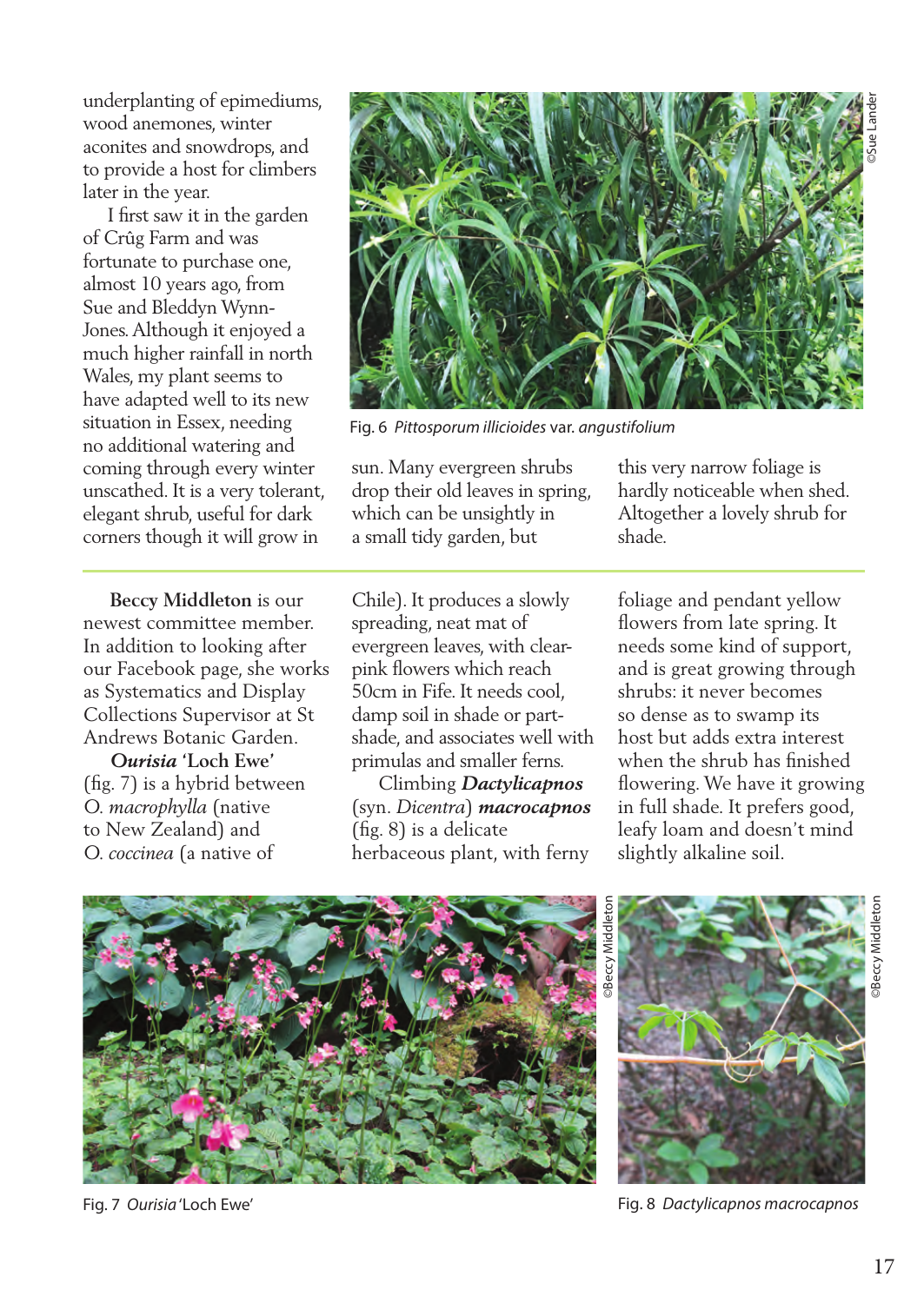underplanting of epimediums, wood anemones, winter aconites and snowdrops, and to provide a host for climbers later in the year.

I first saw it in the garden of Crûg Farm and was fortunate to purchase one, almost 10 years ago, from Sue and Bleddyn Wynn-Jones. Although it enjoyed a much higher rainfall in north Wales, my plant seems to have adapted well to its new situation in Essex, needing no additional watering and coming through every winter unscathed. It is a very tolerant, elegant shrub, useful for dark corners though it will grow in sun. Many evergreen shrubs drop their old leaves in spring, which can be unsightly in a small tidy garden, but this very narrow foliage is hardly noticeable when shed. Altogether a lovely shrub for shade.

Fig. 6 *Pittosporum illicioides* var. *angustifolium*

---

**Beccy Middleton** is our newest committee member. In addition to looking after our Facebook page, she works as Systematics and Display Collections Supervisor at St Andrews Botanic Garden.

***Ourisia*** **'Loch Ewe'** (fig. 7) is a hybrid between *O. macrophylla* (native to New Zealand) and *O. coccinea* (a native of Chile). It produces a slowly spreading, neat mat of evergreen leaves, with clear-pink flowers which reach 50cm in Fife. It needs cool, damp soil in shade or part-shade, and associates well with primulas and smaller ferns.

Climbing ***Dactylicapnos*** (syn. *Dicentra*) ***macrocapnos*** (fig. 8) is a delicate herbaceous plant, with ferny foliage and pendant yellow flowers from late spring. It needs some kind of support, and is great growing through shrubs: it never becomes so dense as to swamp its host but adds extra interest when the shrub has finished flowering. We have it growing in full shade. It prefers good, leafy loam and doesn't mind slightly alkaline soil.

Fig. 7 *Ourisia* 'Loch Ewe'

Fig. 8 *Dactylicapnos macrocapnos*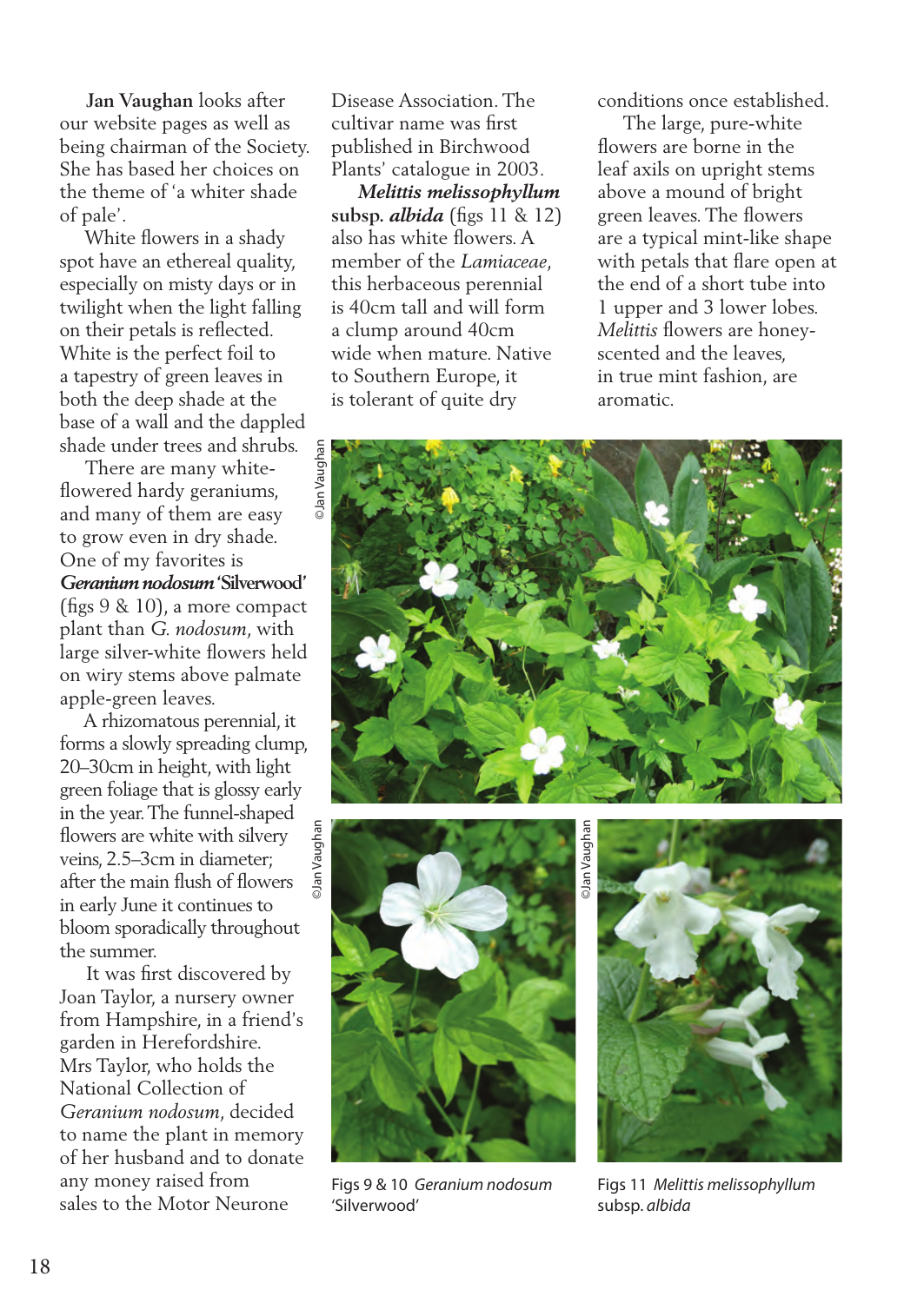**Jan Vaughan** looks after our website pages as well as being chairman of the Society. She has based her choices on the theme of 'a whiter shade of pale'.

White flowers in a shady spot have an ethereal quality, especially on misty days or in twilight when the light falling on their petals is reflected. White is the perfect foil to a tapestry of green leaves in both the deep shade at the base of a wall and the dappled shade under trees and shrubs.

There are many white-flowered hardy geraniums, and many of them are easy to grow even in dry shade. One of my favorites is ***Geranium nodosum* 'Silverwood'** (figs 9 & 10), a more compact plant than G. *nodosum*, with large silver-white flowers held on wiry stems above palmate apple-green leaves.

A rhizomatous perennial, it forms a slowly spreading clump, 20–30cm in height, with light green foliage that is glossy early in the year. The funnel-shaped flowers are white with silvery veins, 2.5–3cm in diameter; after the main flush of flowers in early June it continues to bloom sporadically throughout the summer.

It was first discovered by Joan Taylor, a nursery owner from Hampshire, in a friend's garden in Herefordshire. Mrs Taylor, who holds the National Collection of *Geranium nodosum*, decided to name the plant in memory of her husband and to donate any money raised from sales to the Motor Neurone Disease Association. The cultivar name was first published in Birchwood Plants' catalogue in 2003.

***Melittis melissophyllum* subsp. *albida*** (figs 11 & 12) also has white flowers. A member of the *Lamiaceae*, this herbaceous perennial is 40cm tall and will form a clump around 40cm wide when mature. Native to Southern Europe, it is tolerant of quite dry conditions once established.

The large, pure-white flowers are borne in the leaf axils on upright stems above a mound of bright green leaves. The flowers are a typical mint-like shape with petals that flare open at the end of a short tube into 1 upper and 3 lower lobes. *Melittis* flowers are honey-scented and the leaves, in true mint fashion, are aromatic.

©Jan Vaughan

©Jan Vaughan

©Jan Vaughan

Figs 9 & 10 *Geranium nodosum* 'Silverwood'

Figs 11 *Melittis melissophyllum* subsp. *albida*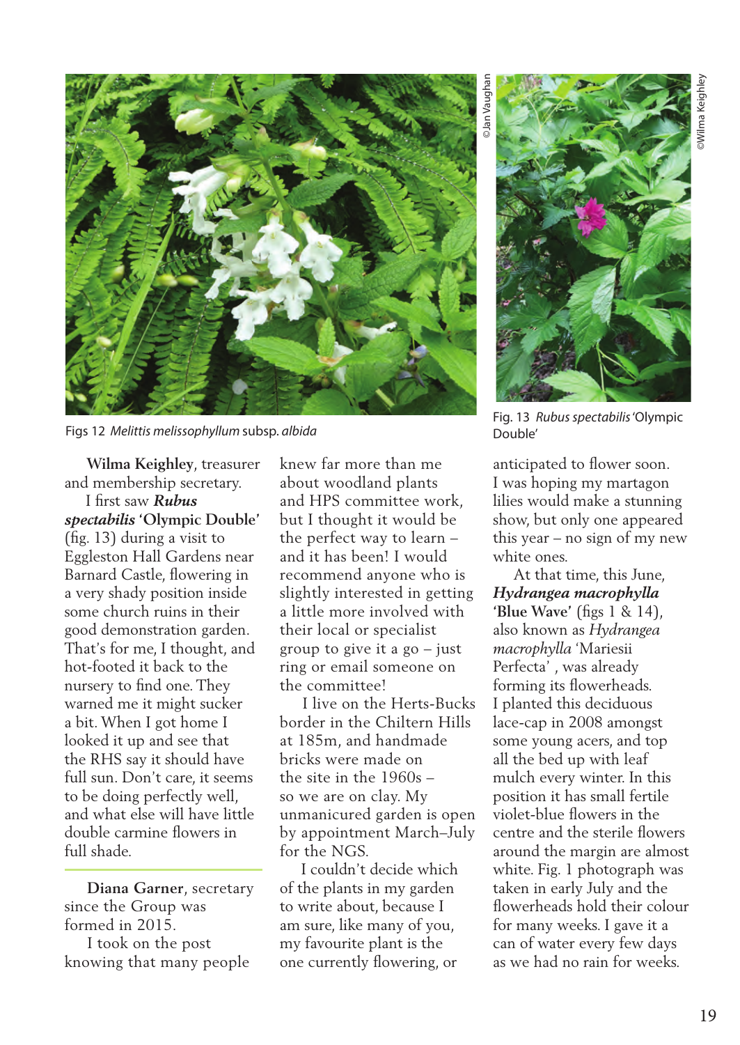Figs 12 *Melittis melissophyllum* subsp. *albida*

©Jan Vaughan

Fig. 13 *Rubus spectabilis* 'Olympic Double'

©Wilma Keighley

**Wilma Keighley**, treasurer and membership secretary.

I first saw ***Rubus spectabilis* 'Olympic Double'** (fig. 13) during a visit to Eggleston Hall Gardens near Barnard Castle, flowering in a very shady position inside some church ruins in their good demonstration garden. That's for me, I thought, and hot-footed it back to the nursery to find one. They warned me it might sucker a bit. When I got home I looked it up and see that the RHS say it should have full sun. Don't care, it seems to be doing perfectly well, and what else will have little double carmine flowers in full shade.

---

**Diana Garner**, secretary since the Group was formed in 2015.

I took on the post knowing that many people knew far more than me about woodland plants and HPS committee work, but I thought it would be the perfect way to learn – and it has been! I would recommend anyone who is slightly interested in getting a little more involved with their local or specialist group to give it a go – just ring or email someone on the committee!

I live on the Herts-Bucks border in the Chiltern Hills at 185m, and handmade bricks were made on the site in the 1960s – so we are on clay. My unmanicured garden is open by appointment March–July for the NGS.

I couldn't decide which of the plants in my garden to write about, because I am sure, like many of you, my favourite plant is the one currently flowering, or anticipated to flower soon. I was hoping my martagon lilies would make a stunning show, but only one appeared this year – no sign of my new white ones.

At that time, this June, ***Hydrangea macrophylla* 'Blue Wave'** (figs 1 & 14), also known as *Hydrangea macrophylla* 'Mariesii Perfecta' , was already forming its flowerheads. I planted this deciduous lace-cap in 2008 amongst some young acers, and top all the bed up with leaf mulch every winter. In this position it has small fertile violet-blue flowers in the centre and the sterile flowers around the margin are almost white. Fig. 1 photograph was taken in early July and the flowerheads hold their colour for many weeks. I gave it a can of water every few days as we had no rain for weeks.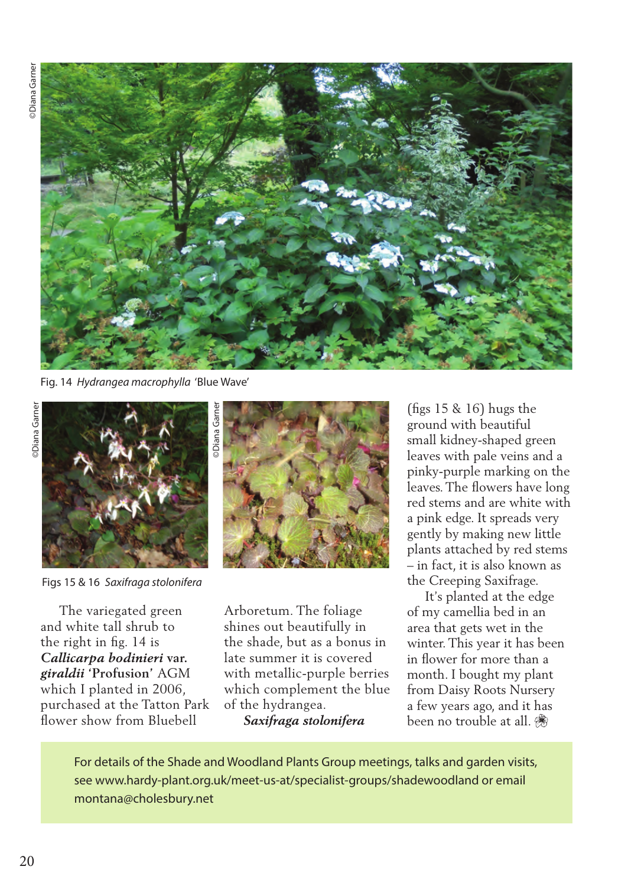Fig. 14 *Hydrangea macrophylla* 'Blue Wave'

Figs 15 & 16 *Saxifraga stolonifera*

The variegated green and white tall shrub to the right in fig. 14 is ***Callicarpa bodinieri* var. *giraldii* 'Profusion'** AGM which I planted in 2006, purchased at the Tatton Park flower show from Bluebell Arboretum. The foliage shines out beautifully in the shade, but as a bonus in late summer it is covered with metallic-purple berries which complement the blue of the hydrangea.

***Saxifraga stolonifera*** (figs 15 & 16) hugs the ground with beautiful small kidney-shaped green leaves with pale veins and a pinky-purple marking on the leaves. The flowers have long red stems and are white with a pink edge. It spreads very gently by making new little plants attached by red stems – in fact, it is also known as the Creeping Saxifrage.

It's planted at the edge of my camellia bed in an area that gets wet in the winter. This year it has been in flower for more than a month. I bought my plant from Daisy Roots Nursery a few years ago, and it has been no trouble at all.

For details of the Shade and Woodland Plants Group meetings, talks and garden visits, see www.hardy-plant.org.uk/meet-us-at/specialist-groups/shadewoodland or email montana@cholesbury.net